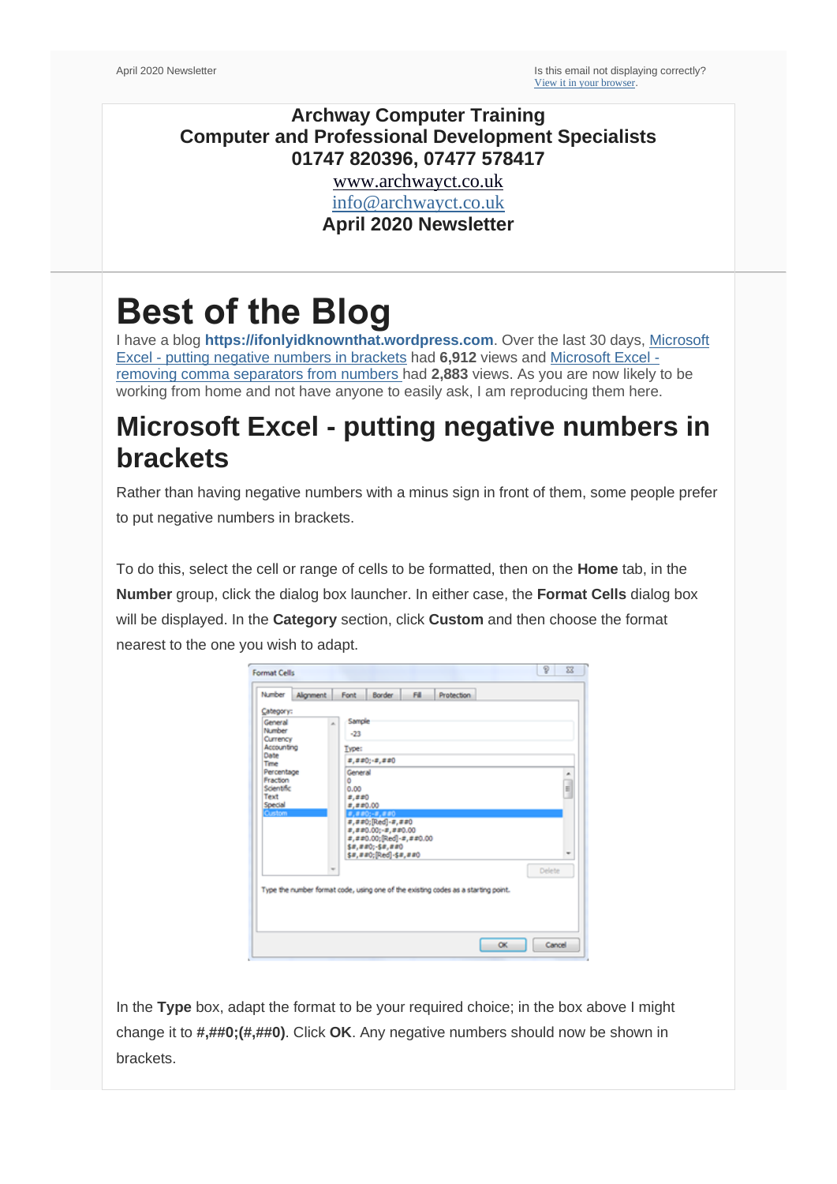April 2020 Newsletter

Is this email not displaying correctly?
View it in your browser.

**Archway Computer Training**
**Computer and Professional Development Specialists**
**01747 820396, 07477 578417**
www.archwayct.co.uk
info@archwayct.co.uk
**April 2020 Newsletter**

# Best of the Blog

I have a blog **https://ifonlyidknownthat.wordpress.com**. Over the last 30 days, Microsoft Excel - putting negative numbers in brackets had **6,912** views and Microsoft Excel - removing comma separators from numbers had **2,883** views. As you are now likely to be working from home and not have anyone to easily ask, I am reproducing them here.

## Microsoft Excel - putting negative numbers in brackets

Rather than having negative numbers with a minus sign in front of them, some people prefer to put negative numbers in brackets.

To do this, select the cell or range of cells to be formatted, then on the **Home** tab, in the **Number** group, click the dialog box launcher. In either case, the **Format Cells** dialog box will be displayed. In the **Category** section, click **Custom** and then choose the format nearest to the one you wish to adapt.

In the **Type** box, adapt the format to be your required choice; in the box above I might change it to **#,##0;(#,##0)**. Click **OK**. Any negative numbers should now be shown in brackets.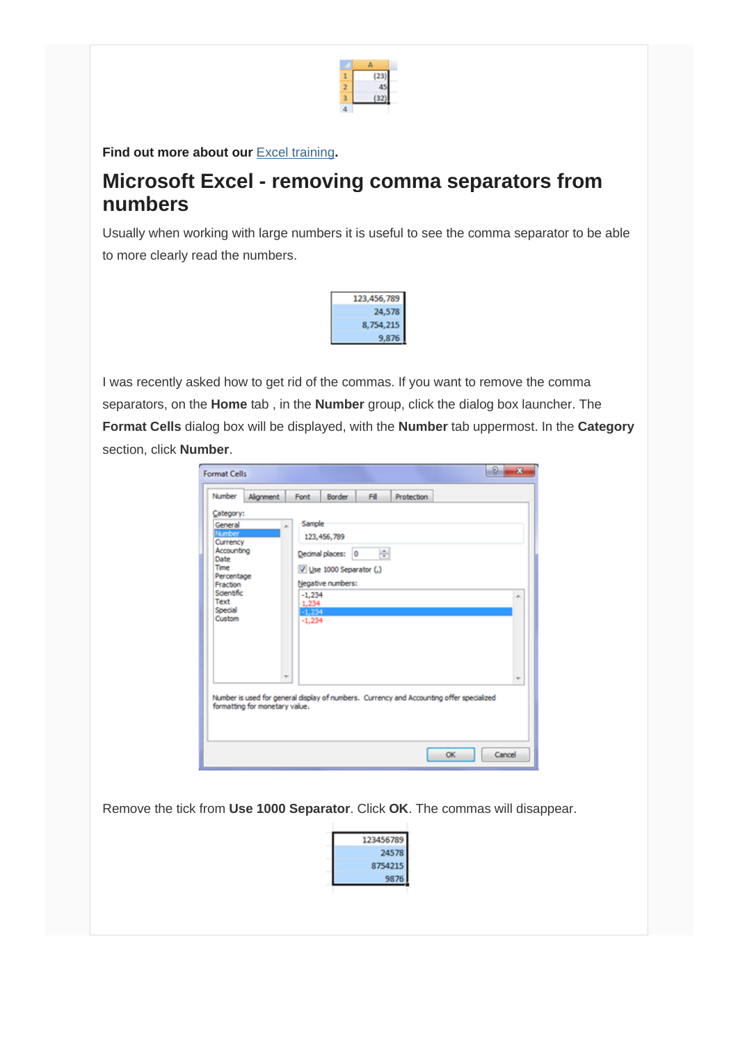**Find out more about our** [Excel training](Excel training)**.**

## Microsoft Excel - removing comma separators from numbers

Usually when working with large numbers it is useful to see the comma separator to be able to more clearly read the numbers.

I was recently asked how to get rid of the commas. If you want to remove the comma separators, on the **Home** tab , in the **Number** group, click the dialog box launcher. The **Format Cells** dialog box will be displayed, with the **Number** tab uppermost. In the **Category** section, click **Number**.

Remove the tick from **Use 1000 Separator**. Click **OK**. The commas will disappear.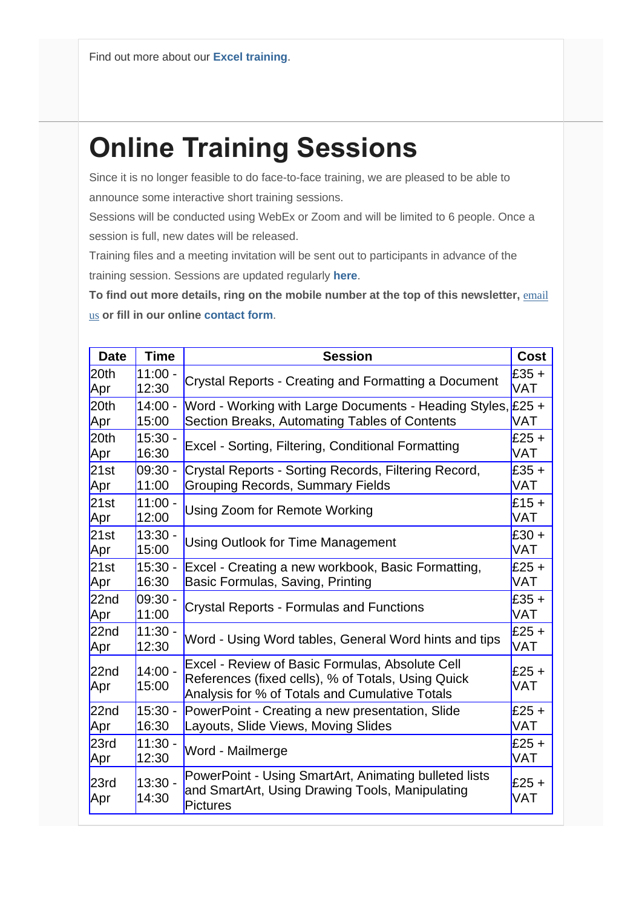Find out more about our **Excel training**.

# Online Training Sessions

Since it is no longer feasible to do face-to-face training, we are pleased to be able to announce some interactive short training sessions.

Sessions will be conducted using WebEx or Zoom and will be limited to 6 people. Once a session is full, new dates will be released.

Training files and a meeting invitation will be sent out to participants in advance of the training session. Sessions are updated regularly **here**.

**To find out more details, ring on the mobile number at the top of this newsletter,** email us **or fill in our online contact form**.

| Date | Time | Session | Cost |
|---|---|---|---|
| 20th Apr | 11:00 - 12:30 | Crystal Reports - Creating and Formatting a Document | £35 + VAT |
| 20th Apr | 14:00 - 15:00 | Word - Working with Large Documents - Heading Styles, Section Breaks, Automating Tables of Contents | £25 + VAT |
| 20th Apr | 15:30 - 16:30 | Excel - Sorting, Filtering, Conditional Formatting | £25 + VAT |
| 21st Apr | 09:30 - 11:00 | Crystal Reports - Sorting Records, Filtering Record, Grouping Records, Summary Fields | £35 + VAT |
| 21st Apr | 11:00 - 12:00 | Using Zoom for Remote Working | £15 + VAT |
| 21st Apr | 13:30 - 15:00 | Using Outlook for Time Management | £30 + VAT |
| 21st Apr | 15:30 - 16:30 | Excel - Creating a new workbook, Basic Formatting, Basic Formulas, Saving, Printing | £25 + VAT |
| 22nd Apr | 09:30 - 11:00 | Crystal Reports - Formulas and Functions | £35 + VAT |
| 22nd Apr | 11:30 - 12:30 | Word - Using Word tables, General Word hints and tips | £25 + VAT |
| 22nd Apr | 14:00 - 15:00 | Excel - Review of Basic Formulas, Absolute Cell References (fixed cells), % of Totals, Using Quick Analysis for % of Totals and Cumulative Totals | £25 + VAT |
| 22nd Apr | 15:30 - 16:30 | PowerPoint - Creating a new presentation, Slide Layouts, Slide Views, Moving Slides | £25 + VAT |
| 23rd Apr | 11:30 - 12:30 | Word - Mailmerge | £25 + VAT |
| 23rd Apr | 13:30 - 14:30 | PowerPoint - Using SmartArt, Animating bulleted lists and SmartArt, Using Drawing Tools, Manipulating Pictures | £25 + VAT |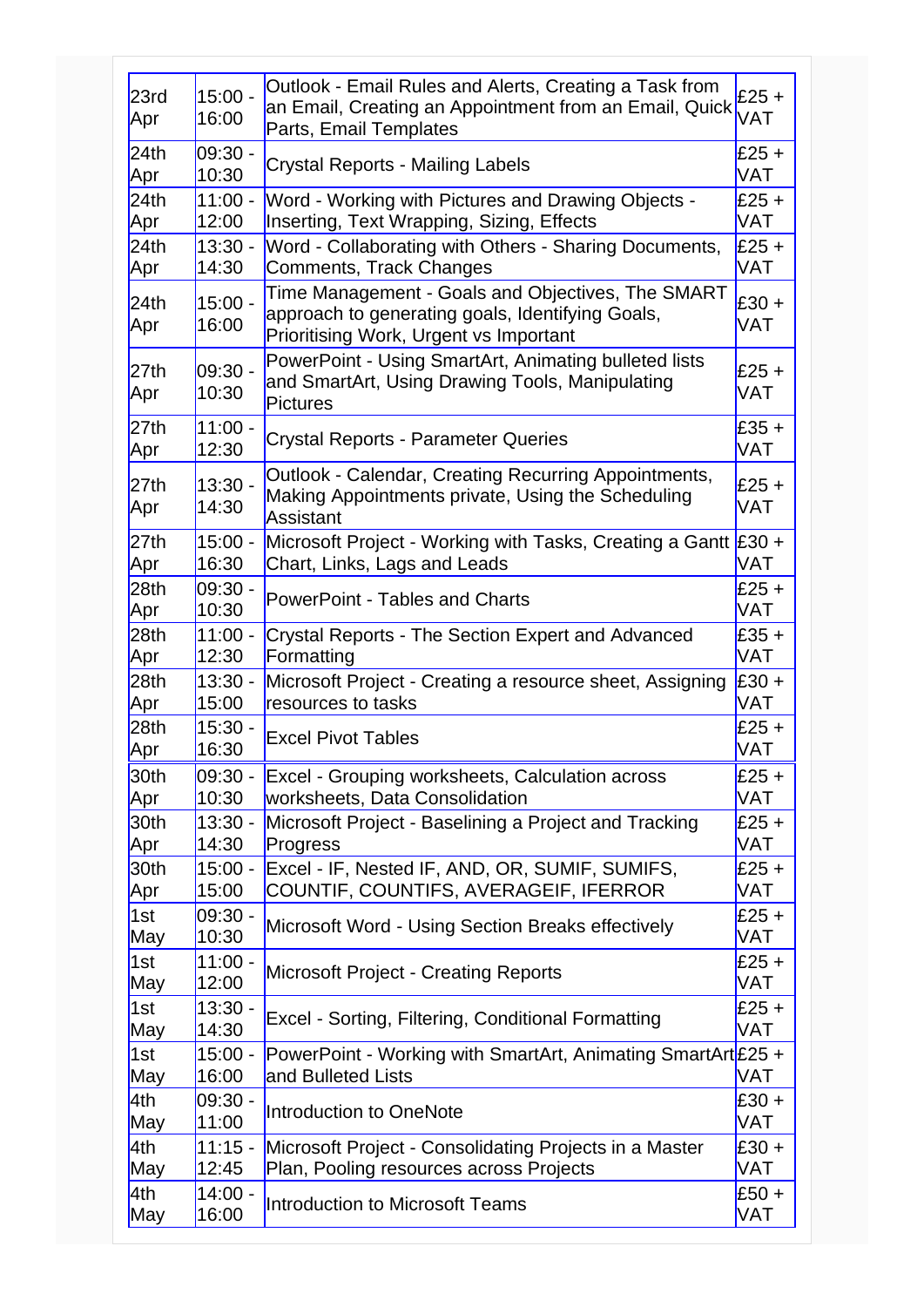| 23rd Apr | 15:00 - 16:00 | Outlook - Email Rules and Alerts, Creating a Task from an Email, Creating an Appointment from an Email, Quick Parts, Email Templates | £25 + VAT |
|---|---|---|---|
| 24th Apr | 09:30 - 10:30 | Crystal Reports - Mailing Labels | £25 + VAT |
| 24th Apr | 11:00 - 12:00 | Word - Working with Pictures and Drawing Objects - Inserting, Text Wrapping, Sizing, Effects | £25 + VAT |
| 24th Apr | 13:30 - 14:30 | Word - Collaborating with Others - Sharing Documents, Comments, Track Changes | £25 + VAT |
| 24th Apr | 15:00 - 16:00 | Time Management - Goals and Objectives, The SMART approach to generating goals, Identifying Goals, Prioritising Work, Urgent vs Important | £30 + VAT |
| 27th Apr | 09:30 - 10:30 | PowerPoint - Using SmartArt, Animating bulleted lists and SmartArt, Using Drawing Tools, Manipulating Pictures | £25 + VAT |
| 27th Apr | 11:00 - 12:30 | Crystal Reports - Parameter Queries | £35 + VAT |
| 27th Apr | 13:30 - 14:30 | Outlook - Calendar, Creating Recurring Appointments, Making Appointments private, Using the Scheduling Assistant | £25 + VAT |
| 27th Apr | 15:00 - 16:30 | Microsoft Project - Working with Tasks, Creating a Gantt Chart, Links, Lags and Leads | £30 + VAT |
| 28th Apr | 09:30 - 10:30 | PowerPoint - Tables and Charts | £25 + VAT |
| 28th Apr | 11:00 - 12:30 | Crystal Reports - The Section Expert and Advanced Formatting | £35 + VAT |
| 28th Apr | 13:30 - 15:00 | Microsoft Project - Creating a resource sheet, Assigning resources to tasks | £30 + VAT |
| 28th Apr | 15:30 - 16:30 | Excel Pivot Tables | £25 + VAT |
| 30th Apr | 09:30 - 10:30 | Excel - Grouping worksheets, Calculation across worksheets, Data Consolidation | £25 + VAT |
| 30th Apr | 13:30 - 14:30 | Microsoft Project - Baselining a Project and Tracking Progress | £25 + VAT |
| 30th Apr | 15:00 - 15:00 | Excel - IF, Nested IF, AND, OR, SUMIF, SUMIFS, COUNTIF, COUNTIFS, AVERAGEIF, IFERROR | £25 + VAT |
| 1st May | 09:30 - 10:30 | Microsoft Word - Using Section Breaks effectively | £25 + VAT |
| 1st May | 11:00 - 12:00 | Microsoft Project - Creating Reports | £25 + VAT |
| 1st May | 13:30 - 14:30 | Excel - Sorting, Filtering, Conditional Formatting | £25 + VAT |
| 1st May | 15:00 - 16:00 | PowerPoint - Working with SmartArt, Animating SmartArt and Bulleted Lists | £25 + VAT |
| 4th May | 09:30 - 11:00 | Introduction to OneNote | £30 + VAT |
| 4th May | 11:15 - 12:45 | Microsoft Project - Consolidating Projects in a Master Plan, Pooling resources across Projects | £30 + VAT |
| 4th May | 14:00 - 16:00 | Introduction to Microsoft Teams | £50 + VAT |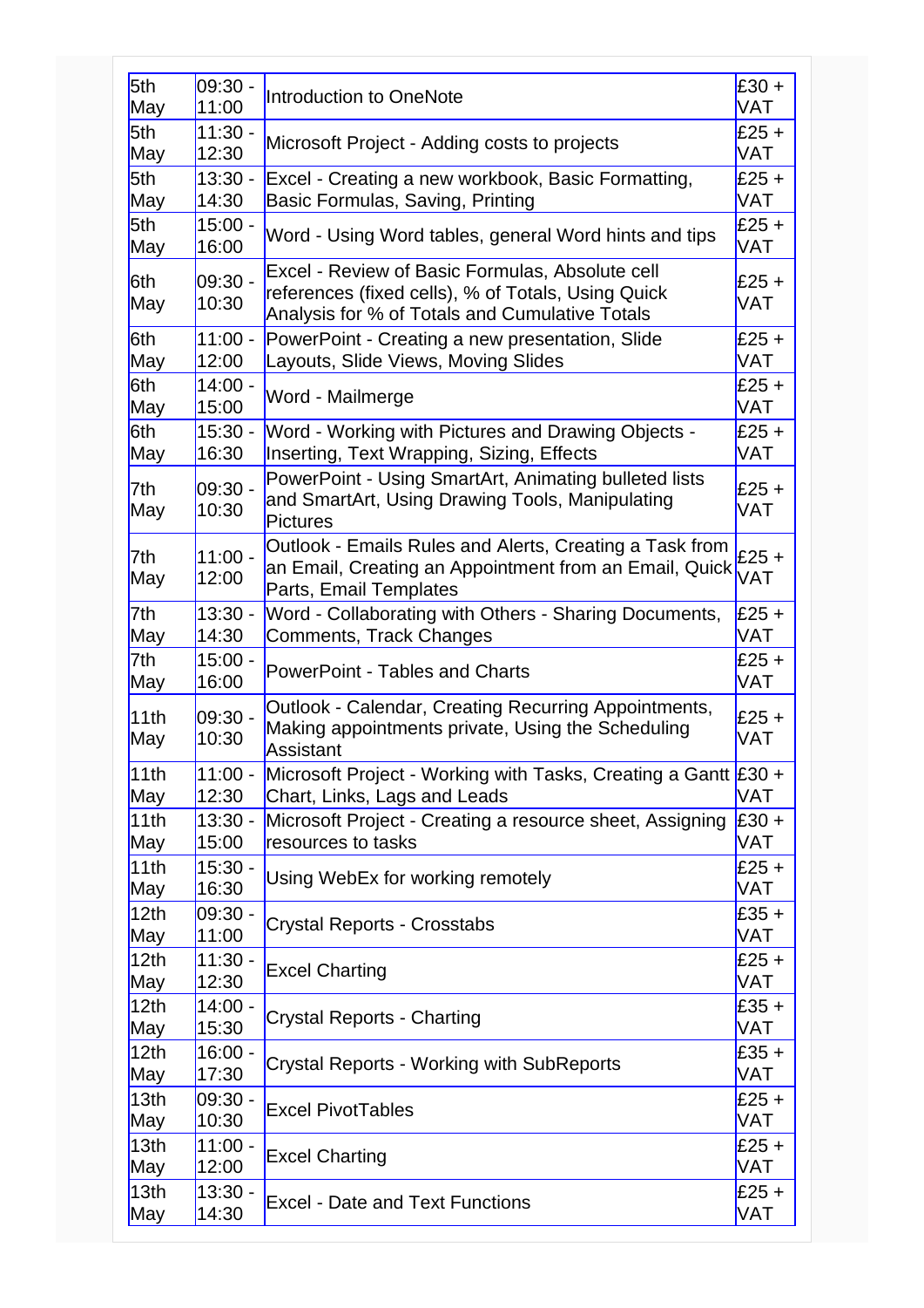| | | | |
|---|---|---|---|
| 5th May | 09:30 - 11:00 | Introduction to OneNote | £30 + VAT |
| 5th May | 11:30 - 12:30 | Microsoft Project - Adding costs to projects | £25 + VAT |
| 5th May | 13:30 - 14:30 | Excel - Creating a new workbook, Basic Formatting, Basic Formulas, Saving, Printing | £25 + VAT |
| 5th May | 15:00 - 16:00 | Word - Using Word tables, general Word hints and tips | £25 + VAT |
| 6th May | 09:30 - 10:30 | Excel - Review of Basic Formulas, Absolute cell references (fixed cells), % of Totals, Using Quick Analysis for % of Totals and Cumulative Totals | £25 + VAT |
| 6th May | 11:00 - 12:00 | PowerPoint - Creating a new presentation, Slide Layouts, Slide Views, Moving Slides | £25 + VAT |
| 6th May | 14:00 - 15:00 | Word - Mailmerge | £25 + VAT |
| 6th May | 15:30 - 16:30 | Word - Working with Pictures and Drawing Objects - Inserting, Text Wrapping, Sizing, Effects | £25 + VAT |
| 7th May | 09:30 - 10:30 | PowerPoint - Using SmartArt, Animating bulleted lists and SmartArt, Using Drawing Tools, Manipulating Pictures | £25 + VAT |
| 7th May | 11:00 - 12:00 | Outlook - Emails Rules and Alerts, Creating a Task from an Email, Creating an Appointment from an Email, Quick Parts, Email Templates | £25 + VAT |
| 7th May | 13:30 - 14:30 | Word - Collaborating with Others - Sharing Documents, Comments, Track Changes | £25 + VAT |
| 7th May | 15:00 - 16:00 | PowerPoint - Tables and Charts | £25 + VAT |
| 11th May | 09:30 - 10:30 | Outlook - Calendar, Creating Recurring Appointments, Making appointments private, Using the Scheduling Assistant | £25 + VAT |
| 11th May | 11:00 - 12:30 | Microsoft Project - Working with Tasks, Creating a Gantt Chart, Links, Lags and Leads | £30 + VAT |
| 11th May | 13:30 - 15:00 | Microsoft Project - Creating a resource sheet, Assigning resources to tasks | £30 + VAT |
| 11th May | 15:30 - 16:30 | Using WebEx for working remotely | £25 + VAT |
| 12th May | 09:30 - 11:00 | Crystal Reports - Crosstabs | £35 + VAT |
| 12th May | 11:30 - 12:30 | Excel Charting | £25 + VAT |
| 12th May | 14:00 - 15:30 | Crystal Reports - Charting | £35 + VAT |
| 12th May | 16:00 - 17:30 | Crystal Reports - Working with SubReports | £35 + VAT |
| 13th May | 09:30 - 10:30 | Excel PivotTables | £25 + VAT |
| 13th May | 11:00 - 12:00 | Excel Charting | £25 + VAT |
| 13th May | 13:30 - 14:30 | Excel - Date and Text Functions | £25 + VAT |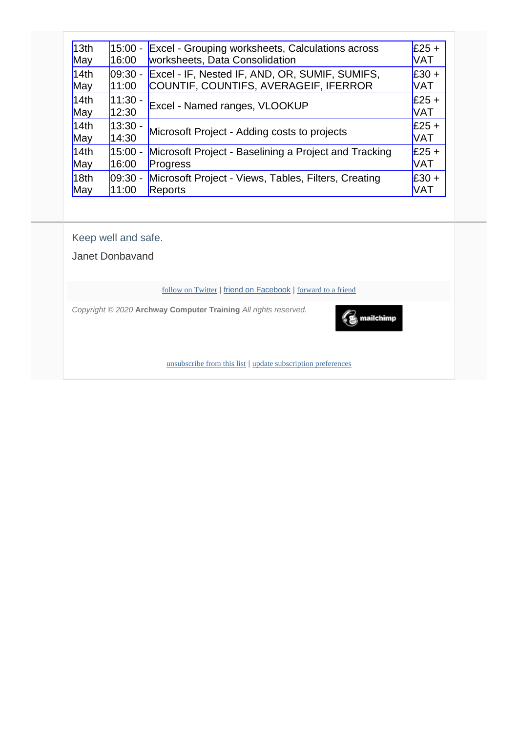| | | | |
|---|---|---|---|
| 13th May | 15:00 - 16:00 | Excel - Grouping worksheets, Calculations across worksheets, Data Consolidation | £25 + VAT |
| 14th May | 09:30 - 11:00 | Excel - IF, Nested IF, AND, OR, SUMIF, SUMIFS, COUNTIF, COUNTIFS, AVERAGEIF, IFERROR | £30 + VAT |
| 14th May | 11:30 - 12:30 | Excel - Named ranges, VLOOKUP | £25 + VAT |
| 14th May | 13:30 - 14:30 | Microsoft Project - Adding costs to projects | £25 + VAT |
| 14th May | 15:00 - 16:00 | Microsoft Project - Baselining a Project and Tracking Progress | £25 + VAT |
| 18th May | 09:30 - 11:00 | Microsoft Project - Views, Tables, Filters, Creating Reports | £30 + VAT |

Keep well and safe.

Janet Donbavand

follow on Twitter | friend on Facebook | forward to a friend

*Copyright © 2020* **Archway Computer Training** *All rights reserved.*

mailchimp

unsubscribe from this list | update subscription preferences